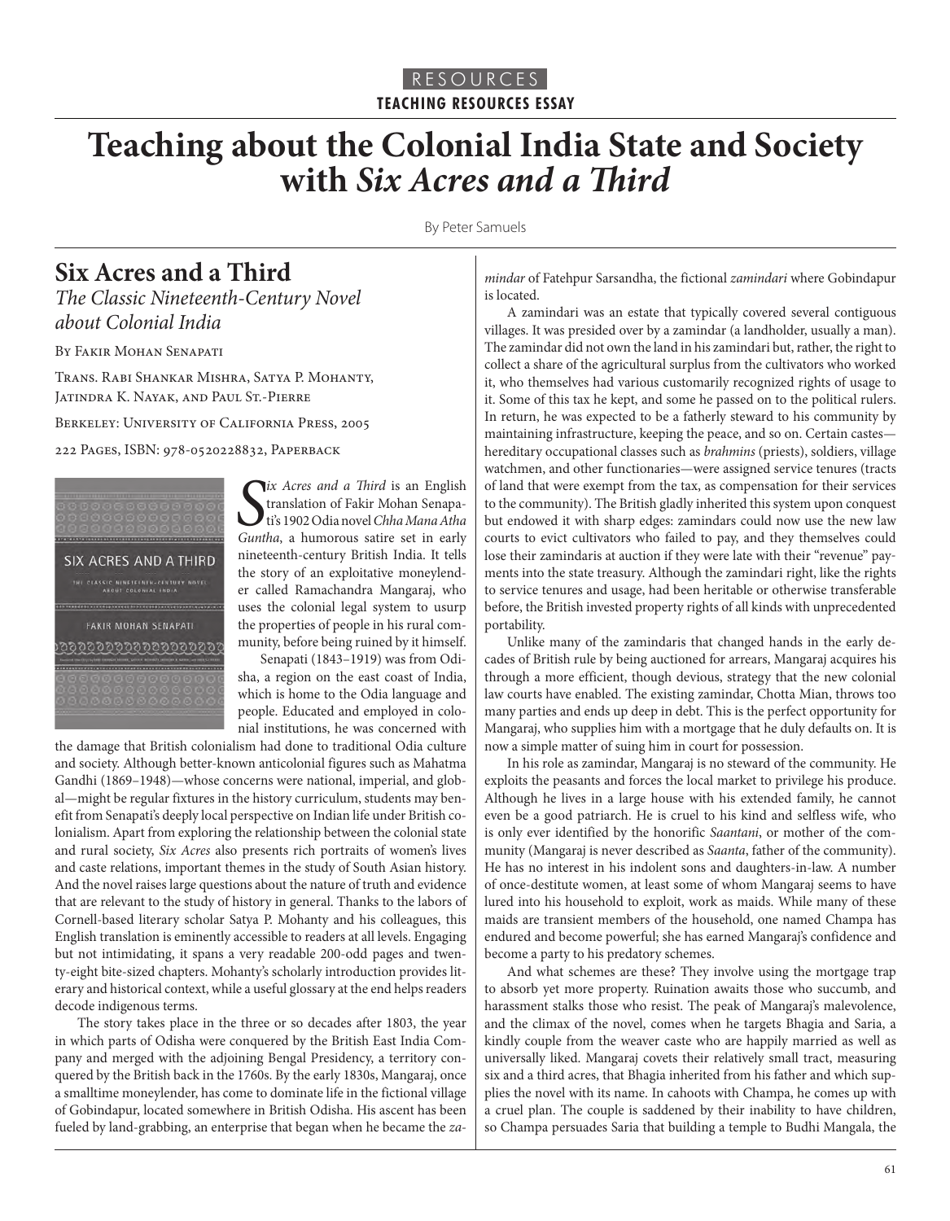RESOURCES

**TEACHING RESOURCES ESSAY**

# Teaching about the Colonial India State and Society with *Six Acres and a Third*

By Peter Samuels

## Six Acres and a Third

*The Classic Nineteenth-Century Novel about Colonial India*

By Fakir Mohan Senapati

Trans. Rabi Shankar Mishra, Satya P. Mohanty, Jatindra K. Nayak, and Paul St.-Pierre

Berkeley: University of California Press, 2005

222 Pages, ISBN: 978-0520228832, Paperback

*Six Acres and a Third* is an English translation of Fakir Mohan Senapati's 1902 Odia novel *Chha Mana Atha Guntha*, a humorous satire set in early nineteenth-century British India. It tells the story of an exploitative moneylender called Ramachandra Mangaraj, who uses the colonial legal system to usurp the properties of people in his rural community, before being ruined by it himself.

Senapati (1843–1919) was from Odisha, a region on the east coast of India, which is home to the Odia language and people. Educated and employed in colonial institutions, he was concerned with the damage that British colonialism had done to traditional Odia culture and society. Although better-known anticolonial figures such as Mahatma Gandhi (1869–1948)—whose concerns were national, imperial, and global—might be regular fixtures in the history curriculum, students may benefit from Senapati's deeply local perspective on Indian life under British colonialism. Apart from exploring the relationship between the colonial state and rural society, *Six Acres* also presents rich portraits of women's lives and caste relations, important themes in the study of South Asian history. And the novel raises large questions about the nature of truth and evidence that are relevant to the study of history in general. Thanks to the labors of Cornell-based literary scholar Satya P. Mohanty and his colleagues, this English translation is eminently accessible to readers at all levels. Engaging but not intimidating, it spans a very readable 200-odd pages and twenty-eight bite-sized chapters. Mohanty's scholarly introduction provides literary and historical context, while a useful glossary at the end helps readers decode indigenous terms.

The story takes place in the three or so decades after 1803, the year in which parts of Odisha were conquered by the British East India Company and merged with the adjoining Bengal Presidency, a territory conquered by the British back in the 1760s. By the early 1830s, Mangaraj, once a smalltime moneylender, has come to dominate life in the fictional village of Gobindapur, located somewhere in British Odisha. His ascent has been fueled by land-grabbing, an enterprise that began when he became the *zamindar* of Fatehpur Sarsandha, the fictional *zamindari* where Gobindapur is located.

A zamindari was an estate that typically covered several contiguous villages. It was presided over by a zamindar (a landholder, usually a man). The zamindar did not own the land in his zamindari but, rather, the right to collect a share of the agricultural surplus from the cultivators who worked it, who themselves had various customarily recognized rights of usage to it. Some of this tax he kept, and some he passed on to the political rulers. In return, he was expected to be a fatherly steward to his community by maintaining infrastructure, keeping the peace, and so on. Certain castes—hereditary occupational classes such as *brahmins* (priests), soldiers, village watchmen, and other functionaries—were assigned service tenures (tracts of land that were exempt from the tax, as compensation for their services to the community). The British gladly inherited this system upon conquest but endowed it with sharp edges: zamindars could now use the new law courts to evict cultivators who failed to pay, and they themselves could lose their zamindaris at auction if they were late with their "revenue" payments into the state treasury. Although the zamindari right, like the rights to service tenures and usage, had been heritable or otherwise transferable before, the British invested property rights of all kinds with unprecedented portability.

Unlike many of the zamindaris that changed hands in the early decades of British rule by being auctioned for arrears, Mangaraj acquires his through a more efficient, though devious, strategy that the new colonial law courts have enabled. The existing zamindar, Chotta Mian, throws too many parties and ends up deep in debt. This is the perfect opportunity for Mangaraj, who supplies him with a mortgage that he duly defaults on. It is now a simple matter of suing him in court for possession.

In his role as zamindar, Mangaraj is no steward of the community. He exploits the peasants and forces the local market to privilege his produce. Although he lives in a large house with his extended family, he cannot even be a good patriarch. He is cruel to his kind and selfless wife, who is only ever identified by the honorific *Saantani*, or mother of the community (Mangaraj is never described as *Saanta*, father of the community). He has no interest in his indolent sons and daughters-in-law. A number of once-destitute women, at least some of whom Mangaraj seems to have lured into his household to exploit, work as maids. While many of these maids are transient members of the household, one named Champa has endured and become powerful; she has earned Mangaraj's confidence and become a party to his predatory schemes.

And what schemes are these? They involve using the mortgage trap to absorb yet more property. Ruination awaits those who succumb, and harassment stalks those who resist. The peak of Mangaraj's malevolence, and the climax of the novel, comes when he targets Bhagia and Saria, a kindly couple from the weaver caste who are happily married as well as universally liked. Mangaraj covets their relatively small tract, measuring six and a third acres, that Bhagia inherited from his father and which supplies the novel with its name. In cahoots with Champa, he comes up with a cruel plan. The couple is saddened by their inability to have children, so Champa persuades Saria that building a temple to Budhi Mangala, the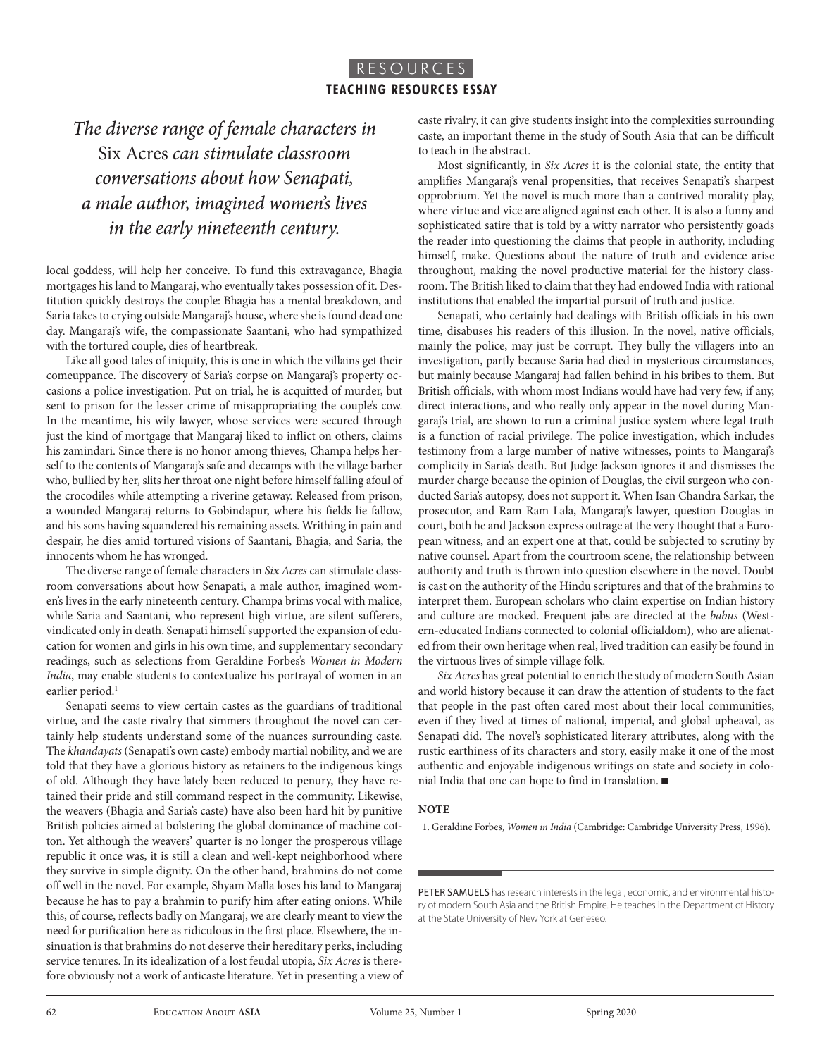*The diverse range of female characters in* Six Acres *can stimulate classroom conversations about how Senapati, a male author, imagined women's lives in the early nineteenth century.*

local goddess, will help her conceive. To fund this extravagance, Bhagia mortgages his land to Mangaraj, who eventually takes possession of it. Destitution quickly destroys the couple: Bhagia has a mental breakdown, and Saria takes to crying outside Mangaraj's house, where she is found dead one day. Mangaraj's wife, the compassionate Saantani, who had sympathized with the tortured couple, dies of heartbreak.

Like all good tales of iniquity, this is one in which the villains get their comeuppance. The discovery of Saria's corpse on Mangaraj's property occasions a police investigation. Put on trial, he is acquitted of murder, but sent to prison for the lesser crime of misappropriating the couple's cow. In the meantime, his wily lawyer, whose services were secured through just the kind of mortgage that Mangaraj liked to inflict on others, claims his zamindari. Since there is no honor among thieves, Champa helps herself to the contents of Mangaraj's safe and decamps with the village barber who, bullied by her, slits her throat one night before himself falling afoul of the crocodiles while attempting a riverine getaway. Released from prison, a wounded Mangaraj returns to Gobindapur, where his fields lie fallow, and his sons having squandered his remaining assets. Writhing in pain and despair, he dies amid tortured visions of Saantani, Bhagia, and Saria, the innocents whom he has wronged.

The diverse range of female characters in *Six Acres* can stimulate classroom conversations about how Senapati, a male author, imagined women's lives in the early nineteenth century. Champa brims vocal with malice, while Saria and Saantani, who represent high virtue, are silent sufferers, vindicated only in death. Senapati himself supported the expansion of education for women and girls in his own time, and supplementary secondary readings, such as selections from Geraldine Forbes's *Women in Modern India*, may enable students to contextualize his portrayal of women in an earlier period.[1]

Senapati seems to view certain castes as the guardians of traditional virtue, and the caste rivalry that simmers throughout the novel can certainly help students understand some of the nuances surrounding caste. The *khandayats* (Senapati's own caste) embody martial nobility, and we are told that they have a glorious history as retainers to the indigenous kings of old. Although they have lately been reduced to penury, they have retained their pride and still command respect in the community. Likewise, the weavers (Bhagia and Saria's caste) have also been hard hit by punitive British policies aimed at bolstering the global dominance of machine cotton. Yet although the weavers' quarter is no longer the prosperous village republic it once was, it is still a clean and well-kept neighborhood where they survive in simple dignity. On the other hand, brahmins do not come off well in the novel. For example, Shyam Malla loses his land to Mangaraj because he has to pay a brahmin to purify him after eating onions. While this, of course, reflects badly on Mangaraj, we are clearly meant to view the need for purification here as ridiculous in the first place. Elsewhere, the insinuation is that brahmins do not deserve their hereditary perks, including service tenures. In its idealization of a lost feudal utopia, *Six Acres* is therefore obviously not a work of anticaste literature. Yet in presenting a view of caste rivalry, it can give students insight into the complexities surrounding caste, an important theme in the study of South Asia that can be difficult to teach in the abstract.

Most significantly, in *Six Acres* it is the colonial state, the entity that amplifies Mangaraj's venal propensities, that receives Senapati's sharpest opprobrium. Yet the novel is much more than a contrived morality play, where virtue and vice are aligned against each other. It is also a funny and sophisticated satire that is told by a witty narrator who persistently goads the reader into questioning the claims that people in authority, including himself, make. Questions about the nature of truth and evidence arise throughout, making the novel productive material for the history classroom. The British liked to claim that they had endowed India with rational institutions that enabled the impartial pursuit of truth and justice.

Senapati, who certainly had dealings with British officials in his own time, disabuses his readers of this illusion. In the novel, native officials, mainly the police, may just be corrupt. They bully the villagers into an investigation, partly because Saria had died in mysterious circumstances, but mainly because Mangaraj had fallen behind in his bribes to them. But British officials, with whom most Indians would have had very few, if any, direct interactions, and who really only appear in the novel during Mangaraj's trial, are shown to run a criminal justice system where legal truth is a function of racial privilege. The police investigation, which includes testimony from a large number of native witnesses, points to Mangaraj's complicity in Saria's death. But Judge Jackson ignores it and dismisses the murder charge because the opinion of Douglas, the civil surgeon who conducted Saria's autopsy, does not support it. When Isan Chandra Sarkar, the prosecutor, and Ram Ram Lala, Mangaraj's lawyer, question Douglas in court, both he and Jackson express outrage at the very thought that a European witness, and an expert one at that, could be subjected to scrutiny by native counsel. Apart from the courtroom scene, the relationship between authority and truth is thrown into question elsewhere in the novel. Doubt is cast on the authority of the Hindu scriptures and that of the brahmins to interpret them. European scholars who claim expertise on Indian history and culture are mocked. Frequent jabs are directed at the *babus* (Western-educated Indians connected to colonial officialdom), who are alienated from their own heritage when real, lived tradition can easily be found in the virtuous lives of simple village folk.

*Six Acres* has great potential to enrich the study of modern South Asian and world history because it can draw the attention of students to the fact that people in the past often cared most about their local communities, even if they lived at times of national, imperial, and global upheaval, as Senapati did. The novel's sophisticated literary attributes, along with the rustic earthiness of its characters and story, easily make it one of the most authentic and enjoyable indigenous writings on state and society in colonial India that one can hope to find in translation. ■

## NOTE

1. Geraldine Forbes, *Women in India* (Cambridge: Cambridge University Press, 1996).

PETER SAMUELS has research interests in the legal, economic, and environmental history of modern South Asia and the British Empire. He teaches in the Department of History at the State University of New York at Geneseo.